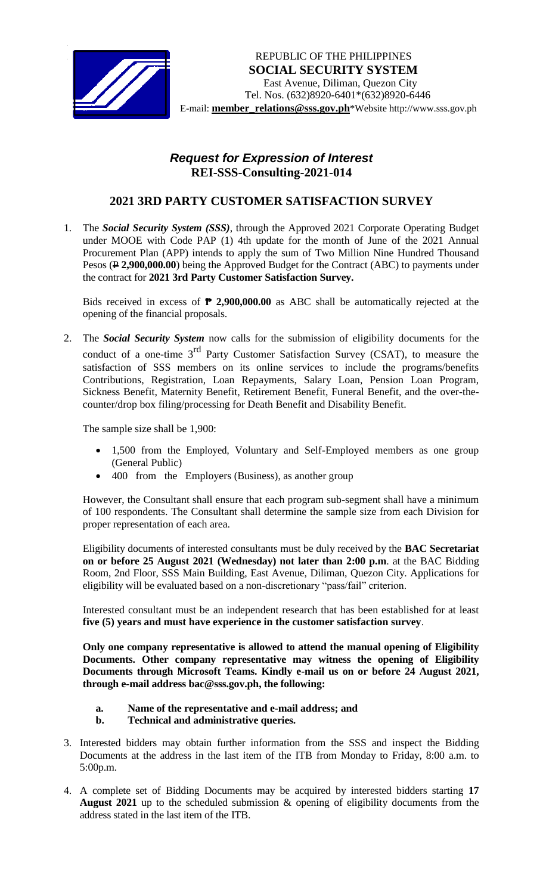REPUBLIC OF THE PHILIPPINES
**SOCIAL SECURITY SYSTEM**
East Avenue, Diliman, Quezon City
Tel. Nos. (632)8920-6401*(632)8920-6446
E-mail: **member_relations@sss.gov.ph***Website http://www.sss.gov.ph

## *Request for Expression of Interest*
## REI-SSS-Consulting-2021-014

## 2021 3RD PARTY CUSTOMER SATISFACTION SURVEY

1. The ***Social Security System (SSS)***, through the Approved 2021 Corporate Operating Budget under MOOE with Code PAP (1) 4th update for the month of June of the 2021 Annual Procurement Plan (APP) intends to apply the sum of Two Million Nine Hundred Thousand Pesos (₱ **2,900,000.00**) being the Approved Budget for the Contract (ABC) to payments under the contract for **2021 3rd Party Customer Satisfaction Survey.**

   Bids received in excess of **₱ 2,900,000.00** as ABC shall be automatically rejected at the opening of the financial proposals.

2. The ***Social Security System*** now calls for the submission of eligibility documents for the conduct of a one-time 3rd Party Customer Satisfaction Survey (CSAT), to measure the satisfaction of SSS members on its online services to include the programs/benefits Contributions, Registration, Loan Repayments, Salary Loan, Pension Loan Program, Sickness Benefit, Maternity Benefit, Retirement Benefit, Funeral Benefit, and the over-the-counter/drop box filing/processing for Death Benefit and Disability Benefit.

   The sample size shall be 1,900:

   - 1,500 from the Employed, Voluntary and Self-Employed members as one group (General Public)
   - 400 from the Employers (Business), as another group

   However, the Consultant shall ensure that each program sub-segment shall have a minimum of 100 respondents. The Consultant shall determine the sample size from each Division for proper representation of each area.

   Eligibility documents of interested consultants must be duly received by the **BAC Secretariat on or before 25 August 2021 (Wednesday) not later than 2:00 p.m**. at the BAC Bidding Room, 2nd Floor, SSS Main Building, East Avenue, Diliman, Quezon City. Applications for eligibility will be evaluated based on a non-discretionary "pass/fail" criterion.

   Interested consultant must be an independent research that has been established for at least **five (5) years and must have experience in the customer satisfaction survey**.

   **Only one company representative is allowed to attend the manual opening of Eligibility Documents. Other company representative may witness the opening of Eligibility Documents through Microsoft Teams. Kindly e-mail us on or before 24 August 2021, through e-mail address bac@sss.gov.ph, the following:**

   **a. Name of the representative and e-mail address; and**
   **b. Technical and administrative queries.**

3. Interested bidders may obtain further information from the SSS and inspect the Bidding Documents at the address in the last item of the ITB from Monday to Friday, 8:00 a.m. to 5:00p.m.

4. A complete set of Bidding Documents may be acquired by interested bidders starting **17 August 2021** up to the scheduled submission & opening of eligibility documents from the address stated in the last item of the ITB.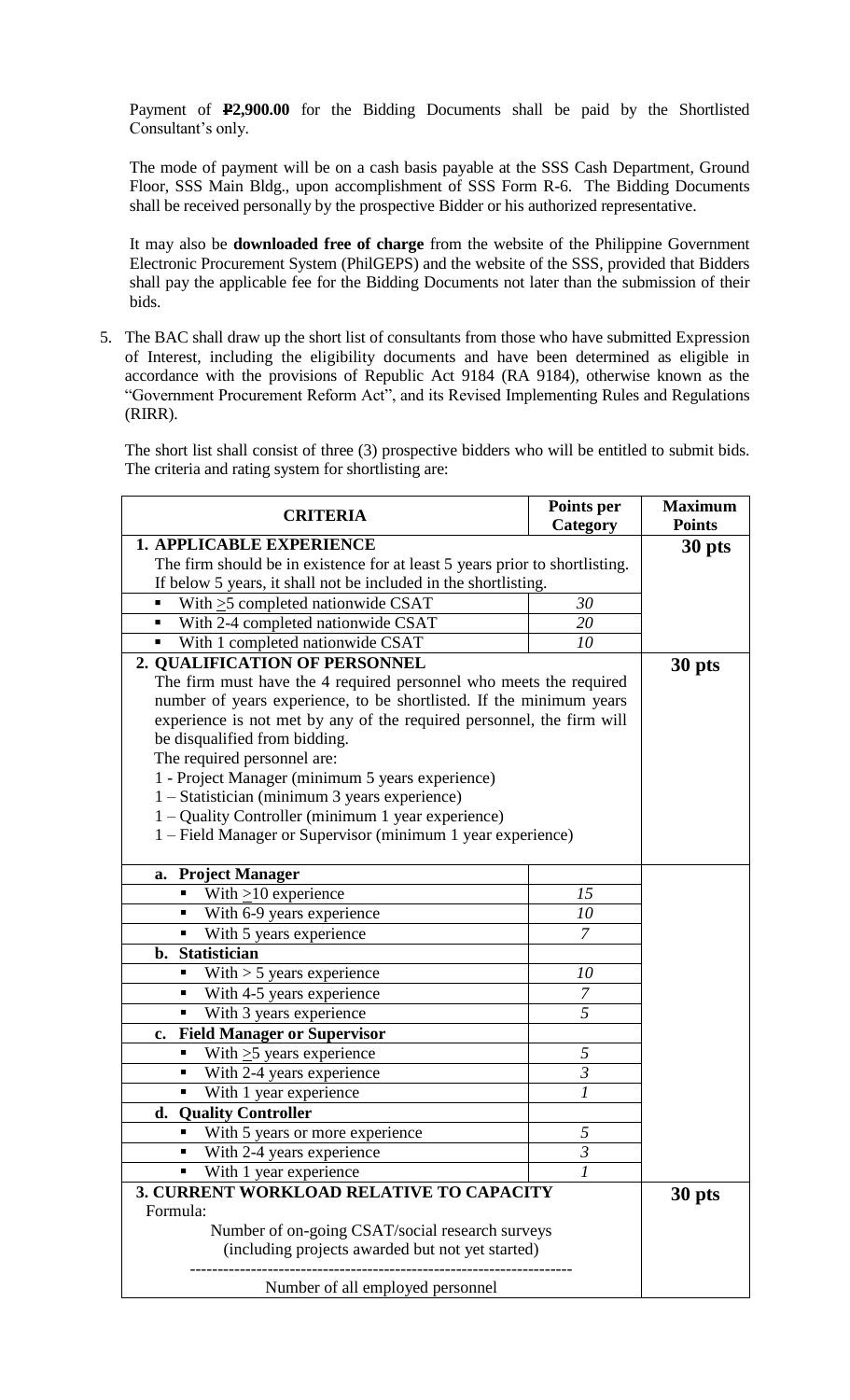Payment of **₱2,900.00** for the Bidding Documents shall be paid by the Shortlisted Consultant's only.

The mode of payment will be on a cash basis payable at the SSS Cash Department, Ground Floor, SSS Main Bldg., upon accomplishment of SSS Form R-6. The Bidding Documents shall be received personally by the prospective Bidder or his authorized representative.

It may also be **downloaded free of charge** from the website of the Philippine Government Electronic Procurement System (PhilGEPS) and the website of the SSS, provided that Bidders shall pay the applicable fee for the Bidding Documents not later than the submission of their bids.

5. The BAC shall draw up the short list of consultants from those who have submitted Expression of Interest, including the eligibility documents and have been determined as eligible in accordance with the provisions of Republic Act 9184 (RA 9184), otherwise known as the "Government Procurement Reform Act", and its Revised Implementing Rules and Regulations (RIRR).

   The short list shall consist of three (3) prospective bidders who will be entitled to submit bids. The criteria and rating system for shortlisting are:

| CRITERIA | Points per Category | Maximum Points |
|---|---|---|
| **1. APPLICABLE EXPERIENCE**<br>The firm should be in existence for at least 5 years prior to shortlisting. If below 5 years, it shall not be included in the shortlisting. | | **30 pts** |
| ▪ With ≥5 completed nationwide CSAT | *30* | |
| ▪ With 2-4 completed nationwide CSAT | *20* | |
| ▪ With 1 completed nationwide CSAT | *10* | |
| **2. QUALIFICATION OF PERSONNEL**<br>The firm must have the 4 required personnel who meets the required number of years experience, to be shortlisted. If the minimum years experience is not met by any of the required personnel, the firm will be disqualified from bidding.<br>The required personnel are:<br>1 - Project Manager (minimum 5 years experience)<br>1 – Statistician (minimum 3 years experience)<br>1 – Quality Controller (minimum 1 year experience)<br>1 – Field Manager or Supervisor (minimum 1 year experience) | | **30 pts** |
| **a. Project Manager** | | |
| ▪ With ≥10 experience | *15* | |
| ▪ With 6-9 years experience | *10* | |
| ▪ With 5 years experience | *7* | |
| **b. Statistician** | | |
| ▪ With > 5 years experience | *10* | |
| ▪ With 4-5 years experience | *7* | |
| ▪ With 3 years experience | *5* | |
| **c. Field Manager or Supervisor** | | |
| ▪ With ≥5 years experience | *5* | |
| ▪ With 2-4 years experience | *3* | |
| ▪ With 1 year experience | *1* | |
| **d. Quality Controller** | | |
| ▪ With 5 years or more experience | *5* | |
| ▪ With 2-4 years experience | *3* | |
| ▪ With 1 year experience | *1* | |
| **3. CURRENT WORKLOAD RELATIVE TO CAPACITY**<br>Formula:<br>Number of on-going CSAT/social research surveys (including projects awarded but not yet started)<br>------------------------------------------<br>Number of all employed personnel | | **30 pts** |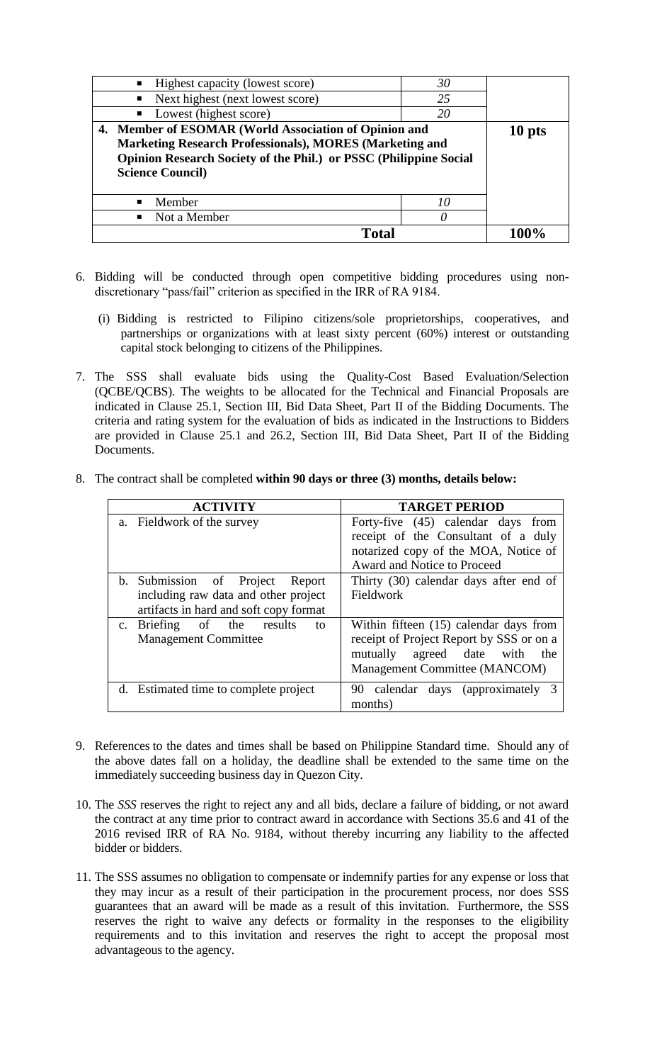| | | |
|---|---|---|
| ▪ Highest capacity (lowest score) | *30* | |
| ▪ Next highest (next lowest score) | *25* | |
| ▪ Lowest (highest score) | *20* | |
| **4. Member of ESOMAR (World Association of Opinion and Marketing Research Professionals), MORES (Marketing and Opinion Research Society of the Phil.) or PSSC (Philippine Social Science Council)** | | **10 pts** |
| ▪ Member | *10* | |
| ▪ Not a Member | *0* | |
| **Total** | | **100%** |

6. Bidding will be conducted through open competitive bidding procedures using non-discretionary "pass/fail" criterion as specified in the IRR of RA 9184.

   (i) Bidding is restricted to Filipino citizens/sole proprietorships, cooperatives, and partnerships or organizations with at least sixty percent (60%) interest or outstanding capital stock belonging to citizens of the Philippines.

7. The SSS shall evaluate bids using the Quality-Cost Based Evaluation/Selection (QCBE/QCBS). The weights to be allocated for the Technical and Financial Proposals are indicated in Clause 25.1, Section III, Bid Data Sheet, Part II of the Bidding Documents. The criteria and rating system for the evaluation of bids as indicated in the Instructions to Bidders are provided in Clause 25.1 and 26.2, Section III, Bid Data Sheet, Part II of the Bidding Documents.

8. The contract shall be completed **within 90 days or three (3) months, details below:**

| ACTIVITY | TARGET PERIOD |
|---|---|
| a. Fieldwork of the survey | Forty-five (45) calendar days from receipt of the Consultant of a duly notarized copy of the MOA, Notice of Award and Notice to Proceed |
| b. Submission of Project Report including raw data and other project artifacts in hard and soft copy format | Thirty (30) calendar days after end of Fieldwork |
| c. Briefing of the results to Management Committee | Within fifteen (15) calendar days from receipt of Project Report by SSS or on a mutually agreed date with the Management Committee (MANCOM) |
| d. Estimated time to complete project | 90 calendar days (approximately 3 months) |

9. References to the dates and times shall be based on Philippine Standard time. Should any of the above dates fall on a holiday, the deadline shall be extended to the same time on the immediately succeeding business day in Quezon City.

10. The *SSS* reserves the right to reject any and all bids, declare a failure of bidding, or not award the contract at any time prior to contract award in accordance with Sections 35.6 and 41 of the 2016 revised IRR of RA No. 9184, without thereby incurring any liability to the affected bidder or bidders.

11. The SSS assumes no obligation to compensate or indemnify parties for any expense or loss that they may incur as a result of their participation in the procurement process, nor does SSS guarantees that an award will be made as a result of this invitation. Furthermore, the SSS reserves the right to waive any defects or formality in the responses to the eligibility requirements and to this invitation and reserves the right to accept the proposal most advantageous to the agency.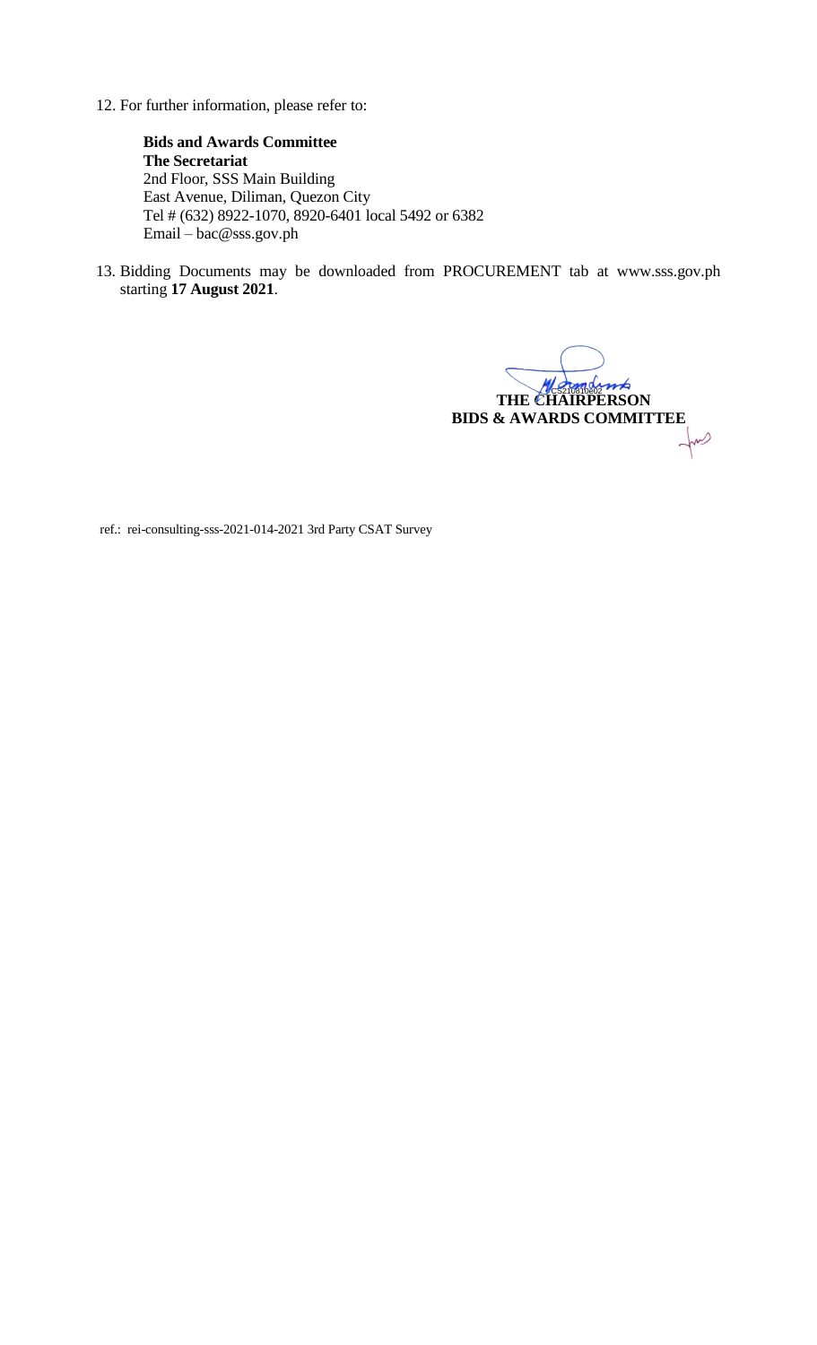12. For further information, please refer to:

    **Bids and Awards Committee**
    **The Secretariat**
    2nd Floor, SSS Main Building
    East Avenue, Diliman, Quezon City
    Tel # (632) 8922-1070, 8920-6401 local 5492 or 6382
    Email – bac@sss.gov.ph

13. Bidding Documents may be downloaded from PROCUREMENT tab at www.sss.gov.ph starting **17 August 2021**.

**THE CHAIRPERSON**
**BIDS & AWARDS COMMITTEE**

ref.: rei-consulting-sss-2021-014-2021 3rd Party CSAT Survey